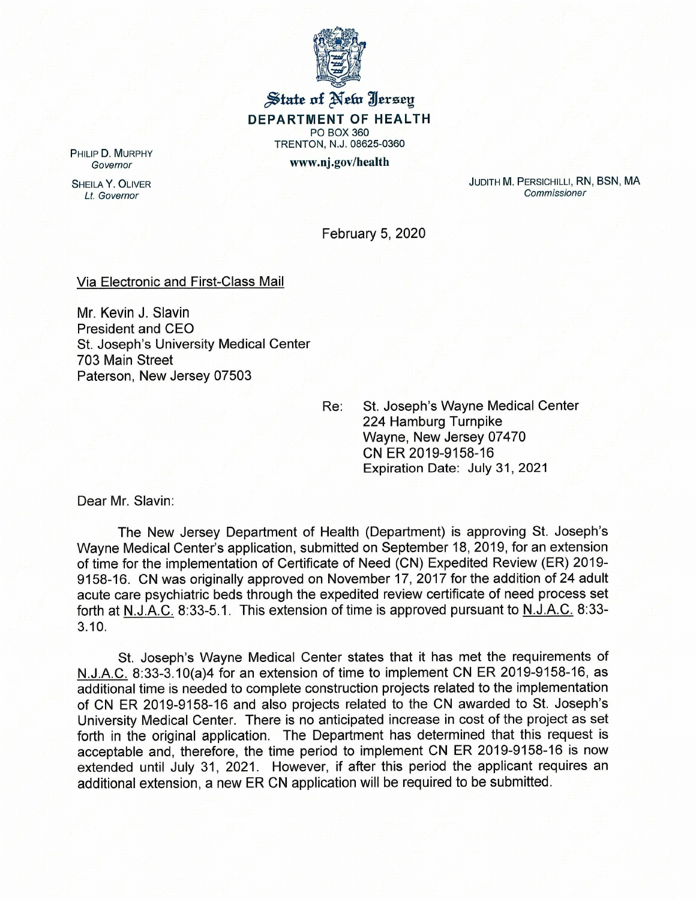**State of New Jersey**
**DEPARTMENT OF HEALTH**
PO BOX 360
TRENTON, N.J. 08625-0360
www.nj.gov/health

PHILIP D. MURPHY
*Governor*

SHEILA Y. OLIVER
*Lt. Governor*

JUDITH M. PERSICHILLI, RN, BSN, MA
*Commissioner*

February 5, 2020

Via Electronic and First-Class Mail

Mr. Kevin J. Slavin
President and CEO
St. Joseph's University Medical Center
703 Main Street
Paterson, New Jersey 07503

Re: St. Joseph's Wayne Medical Center
224 Hamburg Turnpike
Wayne, New Jersey 07470
CN ER 2019-9158-16
Expiration Date: July 31, 2021

Dear Mr. Slavin:

The New Jersey Department of Health (Department) is approving St. Joseph's Wayne Medical Center's application, submitted on September 18, 2019, for an extension of time for the implementation of Certificate of Need (CN) Expedited Review (ER) 2019-9158-16. CN was originally approved on November 17, 2017 for the addition of 24 adult acute care psychiatric beds through the expedited review certificate of need process set forth at N.J.A.C. 8:33-5.1. This extension of time is approved pursuant to N.J.A.C. 8:33-3.10.

St. Joseph's Wayne Medical Center states that it has met the requirements of N.J.A.C. 8:33-3.10(a)4 for an extension of time to implement CN ER 2019-9158-16, as additional time is needed to complete construction projects related to the implementation of CN ER 2019-9158-16 and also projects related to the CN awarded to St. Joseph's University Medical Center. There is no anticipated increase in cost of the project as set forth in the original application. The Department has determined that this request is acceptable and, therefore, the time period to implement CN ER 2019-9158-16 is now extended until July 31, 2021. However, if after this period the applicant requires an additional extension, a new ER CN application will be required to be submitted.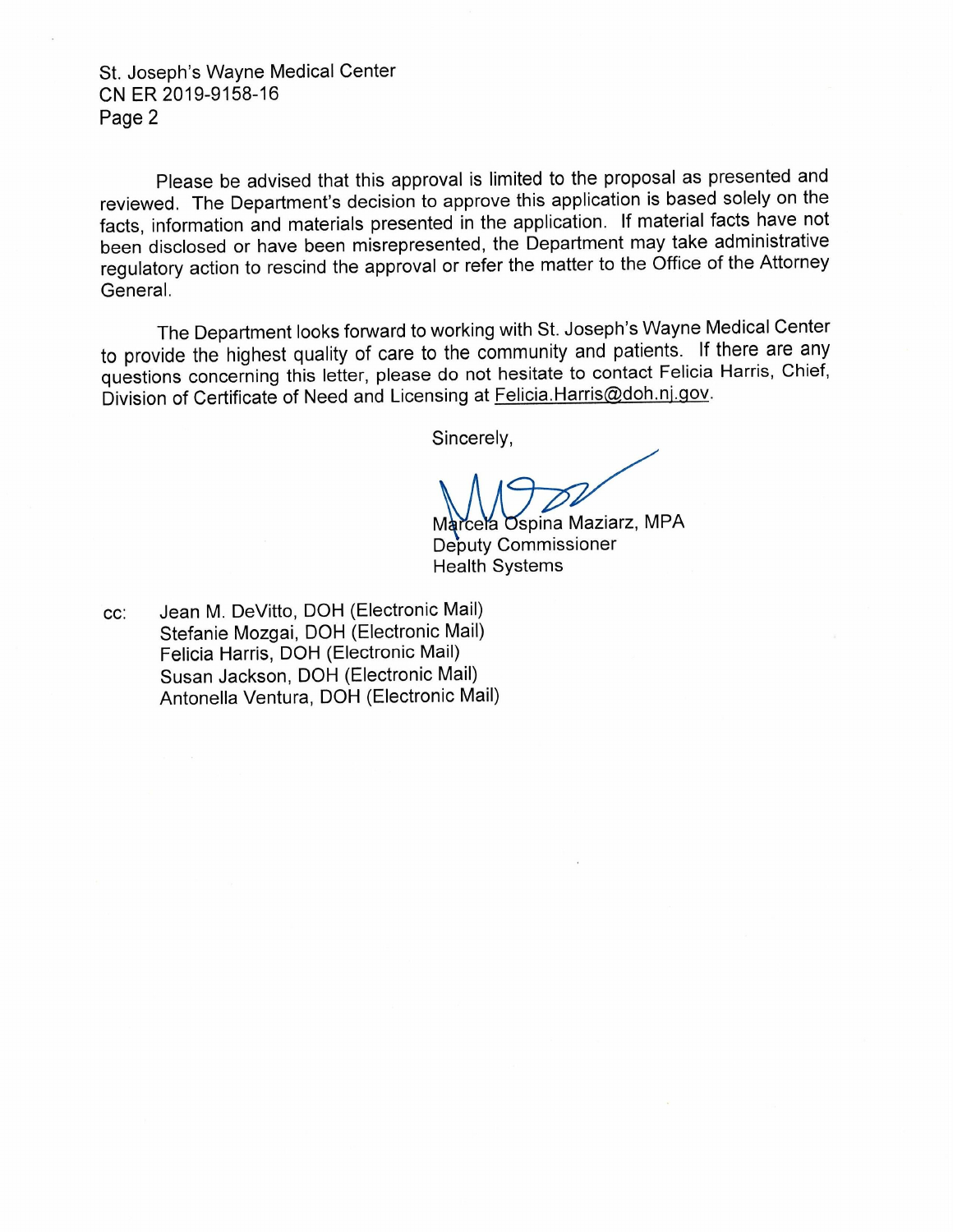St. Joseph's Wayne Medical Center
CN ER 2019-9158-16

Please be advised that this approval is limited to the proposal as presented and reviewed. The Department's decision to approve this application is based solely on the facts, information and materials presented in the application. If material facts have not been disclosed or have been misrepresented, the Department may take administrative regulatory action to rescind the approval or refer the matter to the Office of the Attorney General.

The Department looks forward to working with St. Joseph's Wayne Medical Center to provide the highest quality of care to the community and patients. If there are any questions concerning this letter, please do not hesitate to contact Felicia Harris, Chief, Division of Certificate of Need and Licensing at Felicia.Harris@doh.nj.gov.

Sincerely,

Marcela Ospina Maziarz, MPA
Deputy Commissioner
Health Systems

cc: Jean M. DeVitto, DOH (Electronic Mail)
Stefanie Mozgai, DOH (Electronic Mail)
Felicia Harris, DOH (Electronic Mail)
Susan Jackson, DOH (Electronic Mail)
Antonella Ventura, DOH (Electronic Mail)